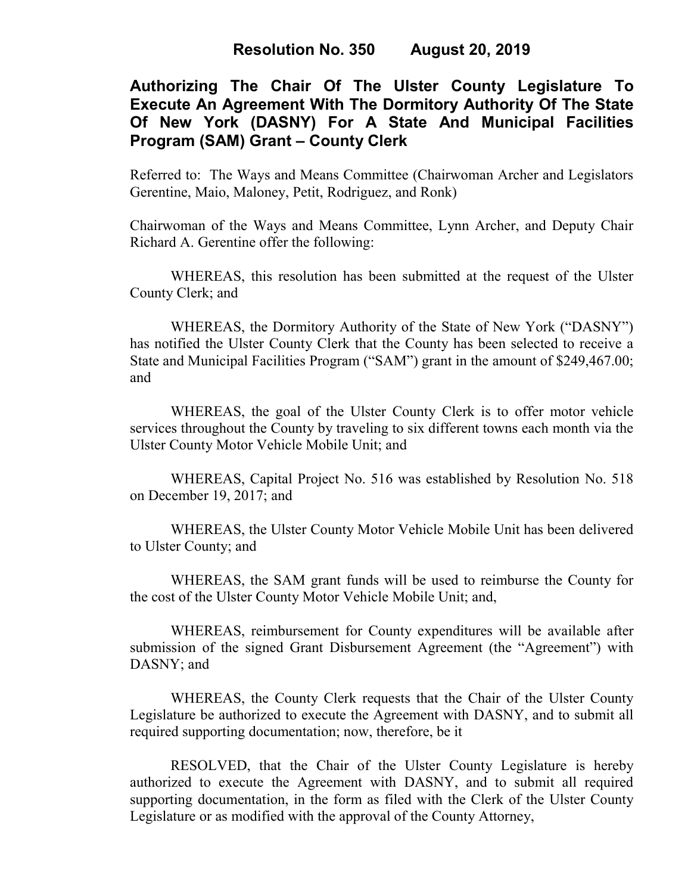# Resolution No. 350 August 20, 2019

## Authorizing The Chair Of The Ulster County Legislature To Execute An Agreement With The Dormitory Authority Of The State Of New York (DASNY) For A State And Municipal Facilities Program (SAM) Grant – County Clerk

Referred to: The Ways and Means Committee (Chairwoman Archer and Legislators Gerentine, Maio, Maloney, Petit, Rodriguez, and Ronk)

Chairwoman of the Ways and Means Committee, Lynn Archer, and Deputy Chair Richard A. Gerentine offer the following:

WHEREAS, this resolution has been submitted at the request of the Ulster County Clerk; and

WHEREAS, the Dormitory Authority of the State of New York ("DASNY") has notified the Ulster County Clerk that the County has been selected to receive a State and Municipal Facilities Program ("SAM") grant in the amount of $249,467.00; and

WHEREAS, the goal of the Ulster County Clerk is to offer motor vehicle services throughout the County by traveling to six different towns each month via the Ulster County Motor Vehicle Mobile Unit; and

WHEREAS, Capital Project No. 516 was established by Resolution No. 518 on December 19, 2017; and

WHEREAS, the Ulster County Motor Vehicle Mobile Unit has been delivered to Ulster County; and

WHEREAS, the SAM grant funds will be used to reimburse the County for the cost of the Ulster County Motor Vehicle Mobile Unit; and,

WHEREAS, reimbursement for County expenditures will be available after submission of the signed Grant Disbursement Agreement (the "Agreement") with DASNY; and

WHEREAS, the County Clerk requests that the Chair of the Ulster County Legislature be authorized to execute the Agreement with DASNY, and to submit all required supporting documentation; now, therefore, be it

RESOLVED, that the Chair of the Ulster County Legislature is hereby authorized to execute the Agreement with DASNY, and to submit all required supporting documentation, in the form as filed with the Clerk of the Ulster County Legislature or as modified with the approval of the County Attorney,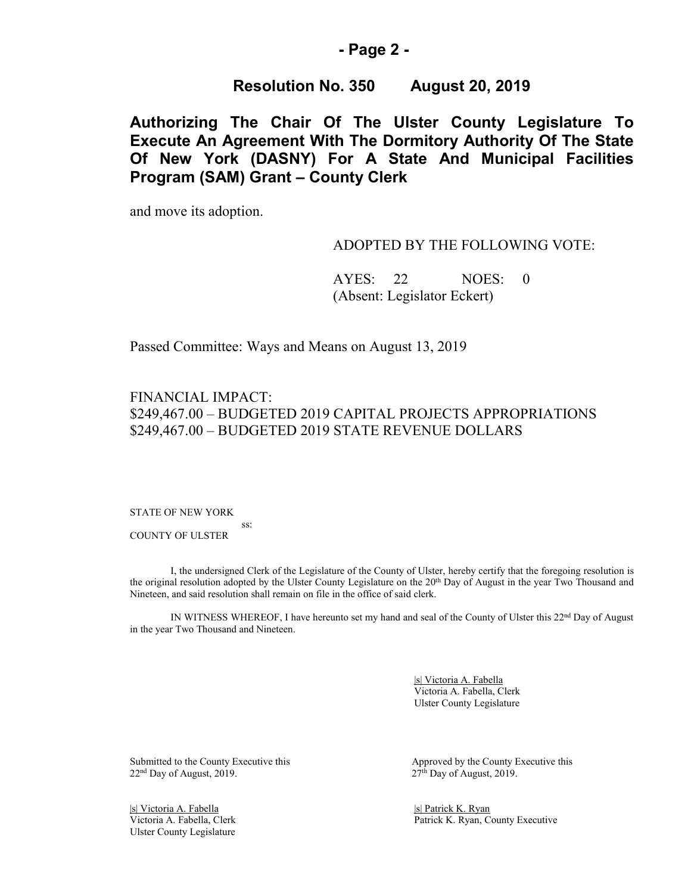**Resolution No. 350 August 20, 2019**

## Authorizing The Chair Of The Ulster County Legislature To Execute An Agreement With The Dormitory Authority Of The State Of New York (DASNY) For A State And Municipal Facilities Program (SAM) Grant – County Clerk

and move its adoption.

ADOPTED BY THE FOLLOWING VOTE:

AYES: 22 NOES: 0
(Absent: Legislator Eckert)

Passed Committee: Ways and Means on August 13, 2019

FINANCIAL IMPACT:
$249,467.00 – BUDGETED 2019 CAPITAL PROJECTS APPROPRIATIONS
$249,467.00 – BUDGETED 2019 STATE REVENUE DOLLARS

STATE OF NEW YORK
ss:
COUNTY OF ULSTER

I, the undersigned Clerk of the Legislature of the County of Ulster, hereby certify that the foregoing resolution is the original resolution adopted by the Ulster County Legislature on the 20th Day of August in the year Two Thousand and Nineteen, and said resolution shall remain on file in the office of said clerk.

IN WITNESS WHEREOF, I have hereunto set my hand and seal of the County of Ulster this 22nd Day of August in the year Two Thousand and Nineteen.

|s| Victoria A. Fabella
Victoria A. Fabella, Clerk
Ulster County Legislature

Submitted to the County Executive this
22nd Day of August, 2019.

|s| Victoria A. Fabella
Victoria A. Fabella, Clerk
Ulster County Legislature

Approved by the County Executive this
27th Day of August, 2019.

|s| Patrick K. Ryan
Patrick K. Ryan, County Executive